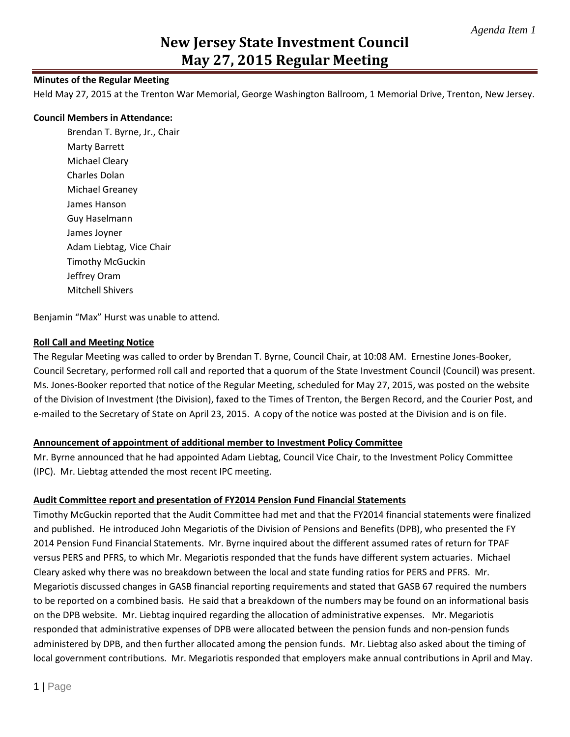*Agenda Item 1*

# New Jersey State Investment Council May 27, 2015 Regular Meeting

**Minutes of the Regular Meeting**

Held May 27, 2015 at the Trenton War Memorial, George Washington Ballroom, 1 Memorial Drive, Trenton, New Jersey.

**Council Members in Attendance:**

Brendan T. Byrne, Jr., Chair
Marty Barrett
Michael Cleary
Charles Dolan
Michael Greaney
James Hanson
Guy Haselmann
James Joyner
Adam Liebtag, Vice Chair
Timothy McGuckin
Jeffrey Oram
Mitchell Shivers

Benjamin "Max" Hurst was unable to attend.

**Roll Call and Meeting Notice**

The Regular Meeting was called to order by Brendan T. Byrne, Council Chair, at 10:08 AM. Ernestine Jones-Booker, Council Secretary, performed roll call and reported that a quorum of the State Investment Council (Council) was present. Ms. Jones-Booker reported that notice of the Regular Meeting, scheduled for May 27, 2015, was posted on the website of the Division of Investment (the Division), faxed to the Times of Trenton, the Bergen Record, and the Courier Post, and e-mailed to the Secretary of State on April 23, 2015. A copy of the notice was posted at the Division and is on file.

**Announcement of appointment of additional member to Investment Policy Committee**

Mr. Byrne announced that he had appointed Adam Liebtag, Council Vice Chair, to the Investment Policy Committee (IPC). Mr. Liebtag attended the most recent IPC meeting.

**Audit Committee report and presentation of FY2014 Pension Fund Financial Statements**

Timothy McGuckin reported that the Audit Committee had met and that the FY2014 financial statements were finalized and published. He introduced John Megariotis of the Division of Pensions and Benefits (DPB), who presented the FY 2014 Pension Fund Financial Statements. Mr. Byrne inquired about the different assumed rates of return for TPAF versus PERS and PFRS, to which Mr. Megariotis responded that the funds have different system actuaries. Michael Cleary asked why there was no breakdown between the local and state funding ratios for PERS and PFRS. Mr. Megariotis discussed changes in GASB financial reporting requirements and stated that GASB 67 required the numbers to be reported on a combined basis. He said that a breakdown of the numbers may be found on an informational basis on the DPB website. Mr. Liebtag inquired regarding the allocation of administrative expenses. Mr. Megariotis responded that administrative expenses of DPB were allocated between the pension funds and non-pension funds administered by DPB, and then further allocated among the pension funds. Mr. Liebtag also asked about the timing of local government contributions. Mr. Megariotis responded that employers make annual contributions in April and May.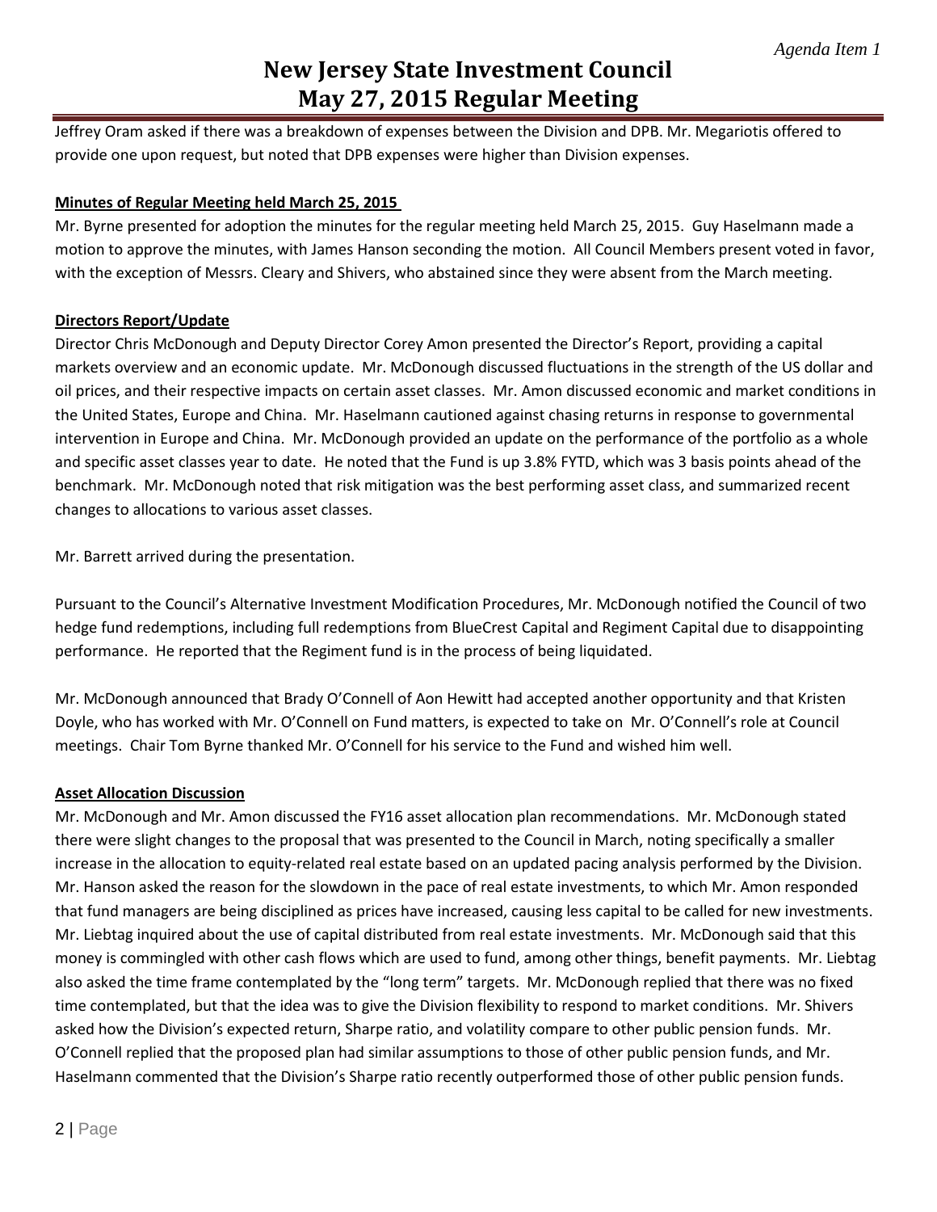Jeffrey Oram asked if there was a breakdown of expenses between the Division and DPB. Mr. Megariotis offered to provide one upon request, but noted that DPB expenses were higher than Division expenses.

**Minutes of Regular Meeting held March 25, 2015**

Mr. Byrne presented for adoption the minutes for the regular meeting held March 25, 2015. Guy Haselmann made a motion to approve the minutes, with James Hanson seconding the motion. All Council Members present voted in favor, with the exception of Messrs. Cleary and Shivers, who abstained since they were absent from the March meeting.

**Directors Report/Update**

Director Chris McDonough and Deputy Director Corey Amon presented the Director's Report, providing a capital markets overview and an economic update. Mr. McDonough discussed fluctuations in the strength of the US dollar and oil prices, and their respective impacts on certain asset classes. Mr. Amon discussed economic and market conditions in the United States, Europe and China. Mr. Haselmann cautioned against chasing returns in response to governmental intervention in Europe and China. Mr. McDonough provided an update on the performance of the portfolio as a whole and specific asset classes year to date. He noted that the Fund is up 3.8% FYTD, which was 3 basis points ahead of the benchmark. Mr. McDonough noted that risk mitigation was the best performing asset class, and summarized recent changes to allocations to various asset classes.

Mr. Barrett arrived during the presentation.

Pursuant to the Council's Alternative Investment Modification Procedures, Mr. McDonough notified the Council of two hedge fund redemptions, including full redemptions from BlueCrest Capital and Regiment Capital due to disappointing performance. He reported that the Regiment fund is in the process of being liquidated.

Mr. McDonough announced that Brady O'Connell of Aon Hewitt had accepted another opportunity and that Kristen Doyle, who has worked with Mr. O'Connell on Fund matters, is expected to take on Mr. O'Connell's role at Council meetings. Chair Tom Byrne thanked Mr. O'Connell for his service to the Fund and wished him well.

**Asset Allocation Discussion**

Mr. McDonough and Mr. Amon discussed the FY16 asset allocation plan recommendations. Mr. McDonough stated there were slight changes to the proposal that was presented to the Council in March, noting specifically a smaller increase in the allocation to equity-related real estate based on an updated pacing analysis performed by the Division. Mr. Hanson asked the reason for the slowdown in the pace of real estate investments, to which Mr. Amon responded that fund managers are being disciplined as prices have increased, causing less capital to be called for new investments. Mr. Liebtag inquired about the use of capital distributed from real estate investments. Mr. McDonough said that this money is commingled with other cash flows which are used to fund, among other things, benefit payments. Mr. Liebtag also asked the time frame contemplated by the "long term" targets. Mr. McDonough replied that there was no fixed time contemplated, but that the idea was to give the Division flexibility to respond to market conditions. Mr. Shivers asked how the Division's expected return, Sharpe ratio, and volatility compare to other public pension funds. Mr. O'Connell replied that the proposed plan had similar assumptions to those of other public pension funds, and Mr. Haselmann commented that the Division's Sharpe ratio recently outperformed those of other public pension funds.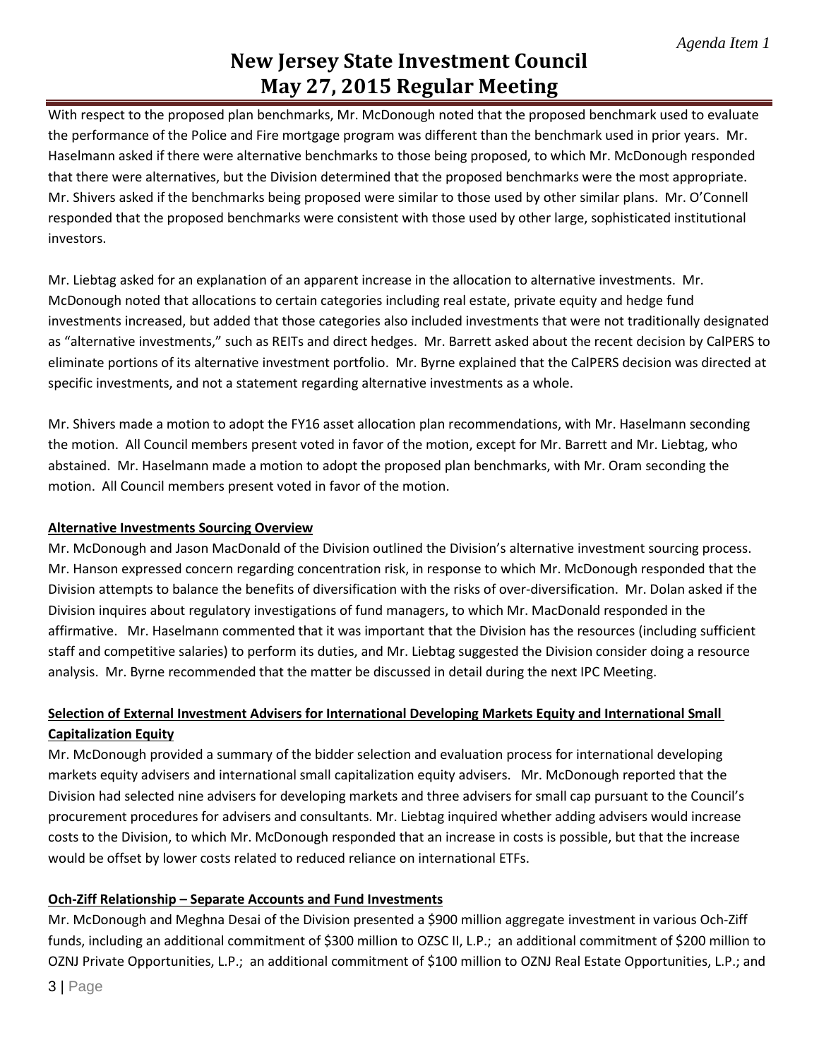With respect to the proposed plan benchmarks, Mr. McDonough noted that the proposed benchmark used to evaluate the performance of the Police and Fire mortgage program was different than the benchmark used in prior years. Mr. Haselmann asked if there were alternative benchmarks to those being proposed, to which Mr. McDonough responded that there were alternatives, but the Division determined that the proposed benchmarks were the most appropriate. Mr. Shivers asked if the benchmarks being proposed were similar to those used by other similar plans. Mr. O'Connell responded that the proposed benchmarks were consistent with those used by other large, sophisticated institutional investors.

Mr. Liebtag asked for an explanation of an apparent increase in the allocation to alternative investments. Mr. McDonough noted that allocations to certain categories including real estate, private equity and hedge fund investments increased, but added that those categories also included investments that were not traditionally designated as "alternative investments," such as REITs and direct hedges. Mr. Barrett asked about the recent decision by CalPERS to eliminate portions of its alternative investment portfolio. Mr. Byrne explained that the CalPERS decision was directed at specific investments, and not a statement regarding alternative investments as a whole.

Mr. Shivers made a motion to adopt the FY16 asset allocation plan recommendations, with Mr. Haselmann seconding the motion. All Council members present voted in favor of the motion, except for Mr. Barrett and Mr. Liebtag, who abstained. Mr. Haselmann made a motion to adopt the proposed plan benchmarks, with Mr. Oram seconding the motion. All Council members present voted in favor of the motion.

**Alternative Investments Sourcing Overview**

Mr. McDonough and Jason MacDonald of the Division outlined the Division's alternative investment sourcing process. Mr. Hanson expressed concern regarding concentration risk, in response to which Mr. McDonough responded that the Division attempts to balance the benefits of diversification with the risks of over-diversification. Mr. Dolan asked if the Division inquires about regulatory investigations of fund managers, to which Mr. MacDonald responded in the affirmative. Mr. Haselmann commented that it was important that the Division has the resources (including sufficient staff and competitive salaries) to perform its duties, and Mr. Liebtag suggested the Division consider doing a resource analysis. Mr. Byrne recommended that the matter be discussed in detail during the next IPC Meeting.

**Selection of External Investment Advisers for International Developing Markets Equity and International Small Capitalization Equity**

Mr. McDonough provided a summary of the bidder selection and evaluation process for international developing markets equity advisers and international small capitalization equity advisers. Mr. McDonough reported that the Division had selected nine advisers for developing markets and three advisers for small cap pursuant to the Council's procurement procedures for advisers and consultants. Mr. Liebtag inquired whether adding advisers would increase costs to the Division, to which Mr. McDonough responded that an increase in costs is possible, but that the increase would be offset by lower costs related to reduced reliance on international ETFs.

**Och-Ziff Relationship – Separate Accounts and Fund Investments**

Mr. McDonough and Meghna Desai of the Division presented a $900 million aggregate investment in various Och-Ziff funds, including an additional commitment of $300 million to OZSC II, L.P.; an additional commitment of $200 million to OZNJ Private Opportunities, L.P.; an additional commitment of $100 million to OZNJ Real Estate Opportunities, L.P.; and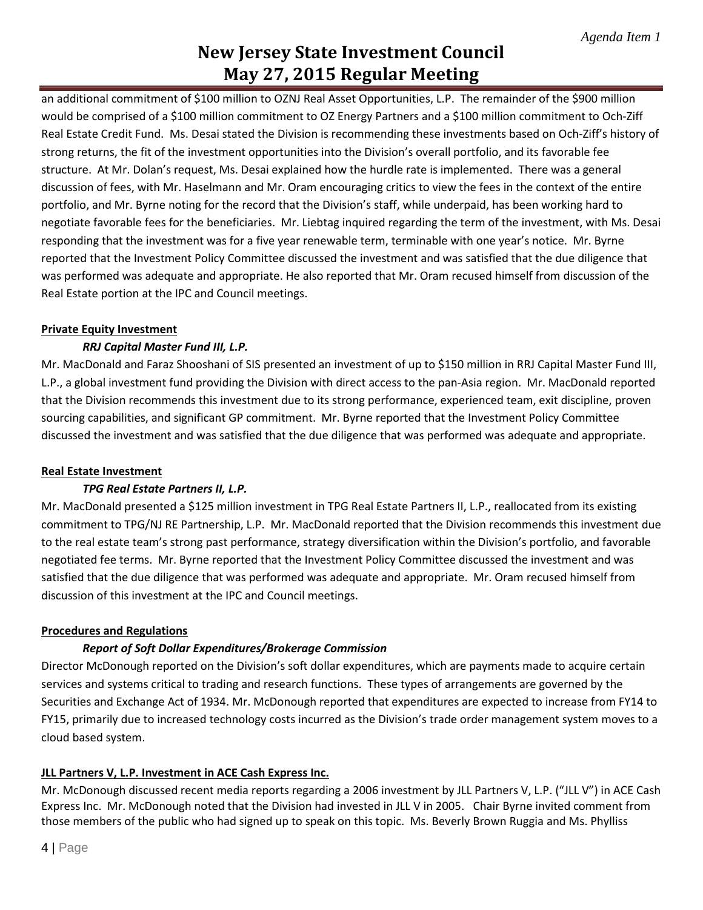an additional commitment of $100 million to OZNJ Real Asset Opportunities, L.P. The remainder of the $900 million would be comprised of a $100 million commitment to OZ Energy Partners and a $100 million commitment to Och-Ziff Real Estate Credit Fund. Ms. Desai stated the Division is recommending these investments based on Och-Ziff's history of strong returns, the fit of the investment opportunities into the Division's overall portfolio, and its favorable fee structure. At Mr. Dolan's request, Ms. Desai explained how the hurdle rate is implemented. There was a general discussion of fees, with Mr. Haselmann and Mr. Oram encouraging critics to view the fees in the context of the entire portfolio, and Mr. Byrne noting for the record that the Division's staff, while underpaid, has been working hard to negotiate favorable fees for the beneficiaries. Mr. Liebtag inquired regarding the term of the investment, with Ms. Desai responding that the investment was for a five year renewable term, terminable with one year's notice. Mr. Byrne reported that the Investment Policy Committee discussed the investment and was satisfied that the due diligence that was performed was adequate and appropriate. He also reported that Mr. Oram recused himself from discussion of the Real Estate portion at the IPC and Council meetings.

**Private Equity Investment**

***RRJ Capital Master Fund III, L.P.***

Mr. MacDonald and Faraz Shooshani of SIS presented an investment of up to $150 million in RRJ Capital Master Fund III, L.P., a global investment fund providing the Division with direct access to the pan-Asia region. Mr. MacDonald reported that the Division recommends this investment due to its strong performance, experienced team, exit discipline, proven sourcing capabilities, and significant GP commitment. Mr. Byrne reported that the Investment Policy Committee discussed the investment and was satisfied that the due diligence that was performed was adequate and appropriate.

**Real Estate Investment**

***TPG Real Estate Partners II, L.P.***

Mr. MacDonald presented a $125 million investment in TPG Real Estate Partners II, L.P., reallocated from its existing commitment to TPG/NJ RE Partnership, L.P. Mr. MacDonald reported that the Division recommends this investment due to the real estate team's strong past performance, strategy diversification within the Division's portfolio, and favorable negotiated fee terms. Mr. Byrne reported that the Investment Policy Committee discussed the investment and was satisfied that the due diligence that was performed was adequate and appropriate. Mr. Oram recused himself from discussion of this investment at the IPC and Council meetings.

**Procedures and Regulations**

***Report of Soft Dollar Expenditures/Brokerage Commission***

Director McDonough reported on the Division's soft dollar expenditures, which are payments made to acquire certain services and systems critical to trading and research functions. These types of arrangements are governed by the Securities and Exchange Act of 1934. Mr. McDonough reported that expenditures are expected to increase from FY14 to FY15, primarily due to increased technology costs incurred as the Division's trade order management system moves to a cloud based system.

**JLL Partners V, L.P. Investment in ACE Cash Express Inc.**

Mr. McDonough discussed recent media reports regarding a 2006 investment by JLL Partners V, L.P. ("JLL V") in ACE Cash Express Inc. Mr. McDonough noted that the Division had invested in JLL V in 2005. Chair Byrne invited comment from those members of the public who had signed up to speak on this topic. Ms. Beverly Brown Ruggia and Ms. Phylliss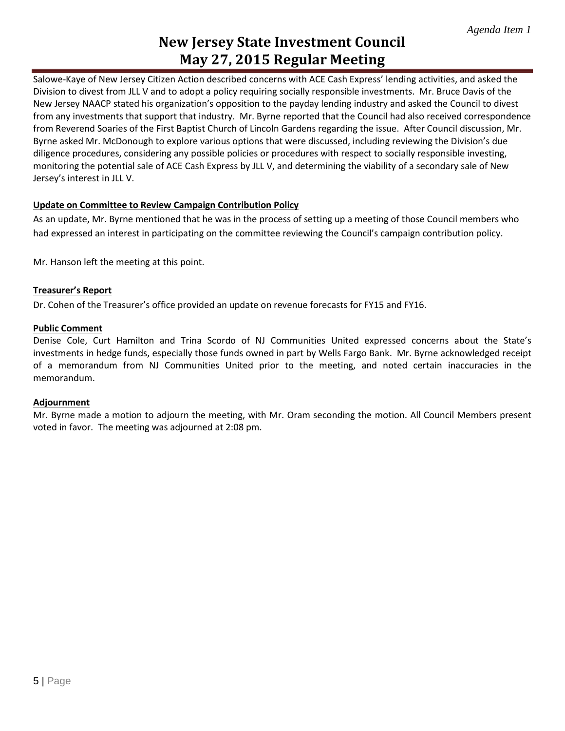Salowe-Kaye of New Jersey Citizen Action described concerns with ACE Cash Express' lending activities, and asked the Division to divest from JLL V and to adopt a policy requiring socially responsible investments. Mr. Bruce Davis of the New Jersey NAACP stated his organization's opposition to the payday lending industry and asked the Council to divest from any investments that support that industry. Mr. Byrne reported that the Council had also received correspondence from Reverend Soaries of the First Baptist Church of Lincoln Gardens regarding the issue. After Council discussion, Mr. Byrne asked Mr. McDonough to explore various options that were discussed, including reviewing the Division's due diligence procedures, considering any possible policies or procedures with respect to socially responsible investing, monitoring the potential sale of ACE Cash Express by JLL V, and determining the viability of a secondary sale of New Jersey's interest in JLL V.

**Update on Committee to Review Campaign Contribution Policy**

As an update, Mr. Byrne mentioned that he was in the process of setting up a meeting of those Council members who had expressed an interest in participating on the committee reviewing the Council's campaign contribution policy.

Mr. Hanson left the meeting at this point.

**Treasurer's Report**

Dr. Cohen of the Treasurer's office provided an update on revenue forecasts for FY15 and FY16.

**Public Comment**

Denise Cole, Curt Hamilton and Trina Scordo of NJ Communities United expressed concerns about the State's investments in hedge funds, especially those funds owned in part by Wells Fargo Bank. Mr. Byrne acknowledged receipt of a memorandum from NJ Communities United prior to the meeting, and noted certain inaccuracies in the memorandum.

**Adjournment**

Mr. Byrne made a motion to adjourn the meeting, with Mr. Oram seconding the motion. All Council Members present voted in favor. The meeting was adjourned at 2:08 pm.